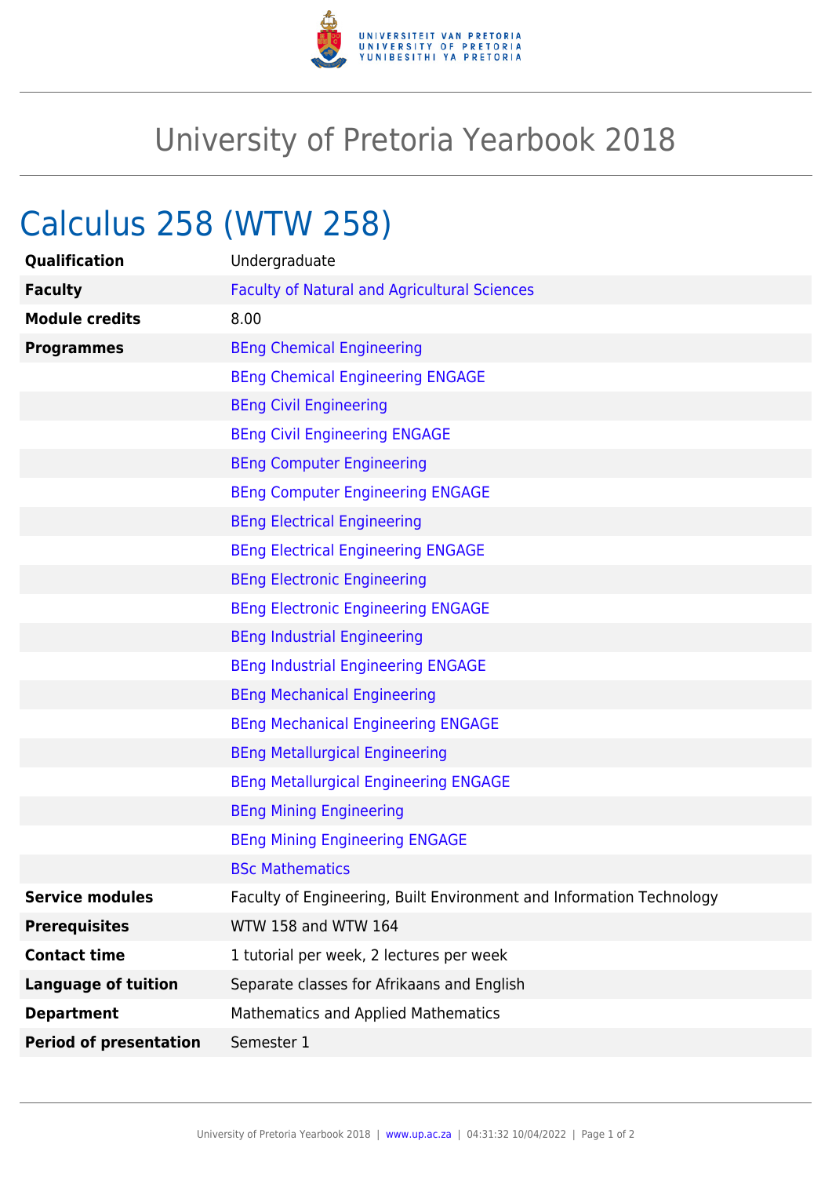# University of Pretoria Yearbook 2018

## Calculus 258 (WTW 258)

| | |
|---|---|
| **Qualification** | Undergraduate |
| **Faculty** | Faculty of Natural and Agricultural Sciences |
| **Module credits** | 8.00 |
| **Programmes** | BEng Chemical Engineering |
| | BEng Chemical Engineering ENGAGE |
| | BEng Civil Engineering |
| | BEng Civil Engineering ENGAGE |
| | BEng Computer Engineering |
| | BEng Computer Engineering ENGAGE |
| | BEng Electrical Engineering |
| | BEng Electrical Engineering ENGAGE |
| | BEng Electronic Engineering |
| | BEng Electronic Engineering ENGAGE |
| | BEng Industrial Engineering |
| | BEng Industrial Engineering ENGAGE |
| | BEng Mechanical Engineering |
| | BEng Mechanical Engineering ENGAGE |
| | BEng Metallurgical Engineering |
| | BEng Metallurgical Engineering ENGAGE |
| | BEng Mining Engineering |
| | BEng Mining Engineering ENGAGE |
| | BSc Mathematics |
| **Service modules** | Faculty of Engineering, Built Environment and Information Technology |
| **Prerequisites** | WTW 158 and WTW 164 |
| **Contact time** | 1 tutorial per week, 2 lectures per week |
| **Language of tuition** | Separate classes for Afrikaans and English |
| **Department** | Mathematics and Applied Mathematics |
| **Period of presentation** | Semester 1 |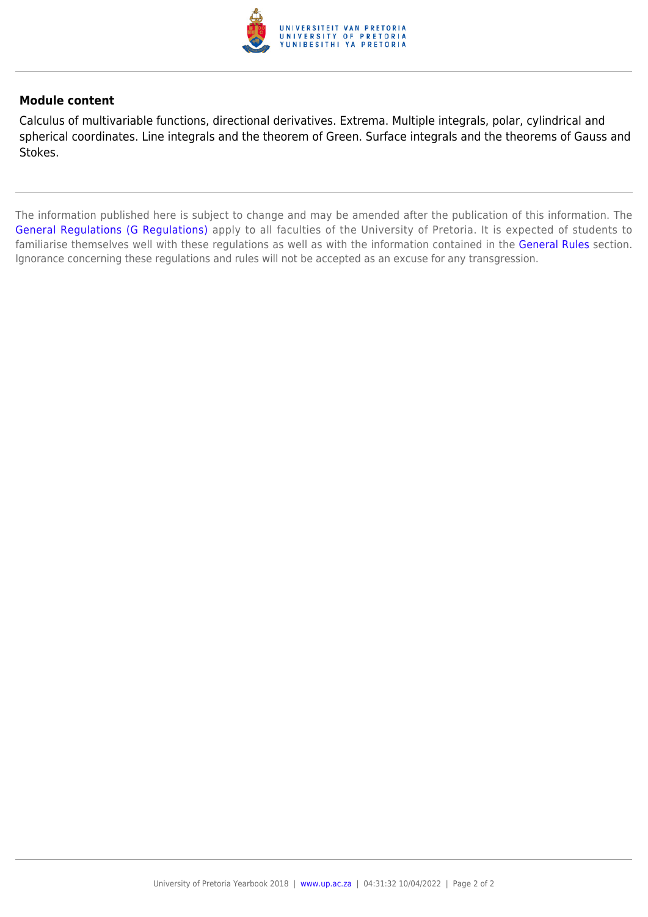**Module content**

Calculus of multivariable functions, directional derivatives. Extrema. Multiple integrals, polar, cylindrical and spherical coordinates. Line integrals and the theorem of Green. Surface integrals and the theorems of Gauss and Stokes.

The information published here is subject to change and may be amended after the publication of this information. The General Regulations (G Regulations) apply to all faculties of the University of Pretoria. It is expected of students to familiarise themselves well with these regulations as well as with the information contained in the General Rules section. Ignorance concerning these regulations and rules will not be accepted as an excuse for any transgression.